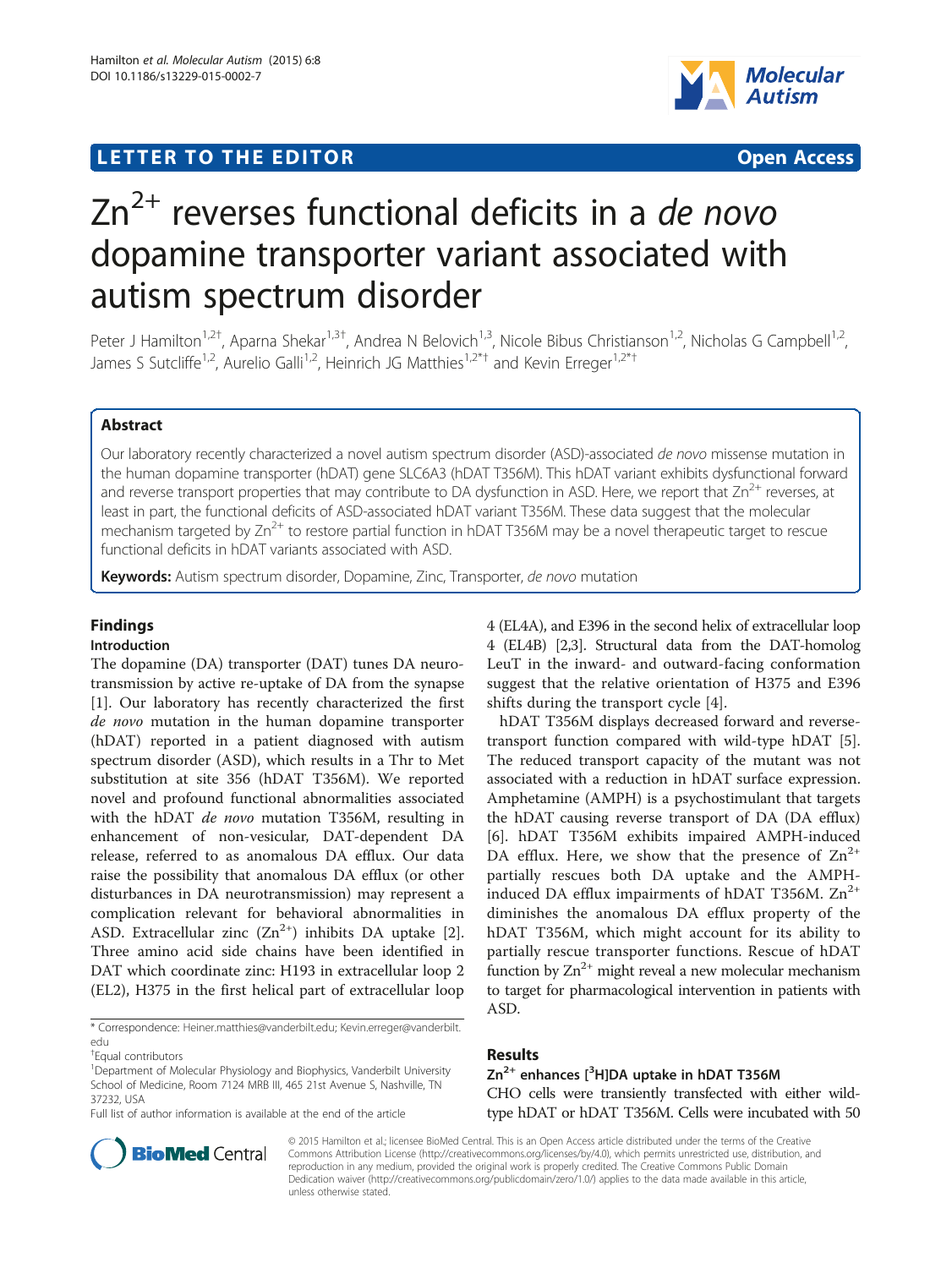LETTER TO THE EDITOR Open Access

# $Zn^{2+}$ reverses functional deficits in a *de novo* dopamine transporter variant associated with autism spectrum disorder

Peter J Hamilton[1,2†], Aparna Shekar[1,3†], Andrea N Belovich[1,3], Nicole Bibus Christianson[1,2], Nicholas G Campbell[1,2], James S Sutcliffe[1,2], Aurelio Galli[1,2], Heinrich JG Matthies[1,2*†] and Kevin Erreger[1,2*†]

## Abstract

Our laboratory recently characterized a novel autism spectrum disorder (ASD)-associated *de novo* missense mutation in the human dopamine transporter (hDAT) gene SLC6A3 (hDAT T356M). This hDAT variant exhibits dysfunctional forward and reverse transport properties that may contribute to DA dysfunction in ASD. Here, we report that $Zn^{2+}$ reverses, at least in part, the functional deficits of ASD-associated hDAT variant T356M. These data suggest that the molecular mechanism targeted by $Zn^{2+}$ to restore partial function in hDAT T356M may be a novel therapeutic target to rescue functional deficits in hDAT variants associated with ASD.

**Keywords:** Autism spectrum disorder, Dopamine, Zinc, Transporter, *de novo* mutation

## Findings

### Introduction

The dopamine (DA) transporter (DAT) tunes DA neurotransmission by active re-uptake of DA from the synapse [1]. Our laboratory has recently characterized the first *de novo* mutation in the human dopamine transporter (hDAT) reported in a patient diagnosed with autism spectrum disorder (ASD), which results in a Thr to Met substitution at site 356 (hDAT T356M). We reported novel and profound functional abnormalities associated with the hDAT *de novo* mutation T356M, resulting in enhancement of non-vesicular, DAT-dependent DA release, referred to as anomalous DA efflux. Our data raise the possibility that anomalous DA efflux (or other disturbances in DA neurotransmission) may represent a complication relevant for behavioral abnormalities in ASD. Extracellular zinc ($Zn^{2+}$) inhibits DA uptake [2]. Three amino acid side chains have been identified in DAT which coordinate zinc: H193 in extracellular loop 2 (EL2), H375 in the first helical part of extracellular loop 4 (EL4A), and E396 in the second helix of extracellular loop 4 (EL4B) [2,3]. Structural data from the DAT-homolog LeuT in the inward- and outward-facing conformation suggest that the relative orientation of H375 and E396 shifts during the transport cycle [4].

hDAT T356M displays decreased forward and reverse-transport function compared with wild-type hDAT [5]. The reduced transport capacity of the mutant was not associated with a reduction in hDAT surface expression. Amphetamine (AMPH) is a psychostimulant that targets the hDAT causing reverse transport of DA (DA efflux) [6]. hDAT T356M exhibits impaired AMPH-induced DA efflux. Here, we show that the presence of $Zn^{2+}$ partially rescues both DA uptake and the AMPH-induced DA efflux impairments of hDAT T356M. $Zn^{2+}$ diminishes the anomalous DA efflux property of the hDAT T356M, which might account for its ability to partially rescue transporter functions. Rescue of hDAT function by $Zn^{2+}$ might reveal a new molecular mechanism to target for pharmacological intervention in patients with ASD.

## Results

### $Zn^{2+}$ enhances [$^3$H]DA uptake in hDAT T356M

CHO cells were transiently transfected with either wild-type hDAT or hDAT T356M. Cells were incubated with 50

* Correspondence: Heiner.matthies@vanderbilt.edu; Kevin.erreger@vanderbilt.edu
†Equal contributors
[1]Department of Molecular Physiology and Biophysics, Vanderbilt University School of Medicine, Room 7124 MRB III, 465 21st Avenue S, Nashville, TN 37232, USA
Full list of author information is available at the end of the article

© 2015 Hamilton et al.; licensee BioMed Central. This is an Open Access article distributed under the terms of the Creative Commons Attribution License (http://creativecommons.org/licenses/by/4.0), which permits unrestricted use, distribution, and reproduction in any medium, provided the original work is properly credited. The Creative Commons Public Domain Dedication waiver (http://creativecommons.org/publicdomain/zero/1.0/) applies to the data made available in this article, unless otherwise stated.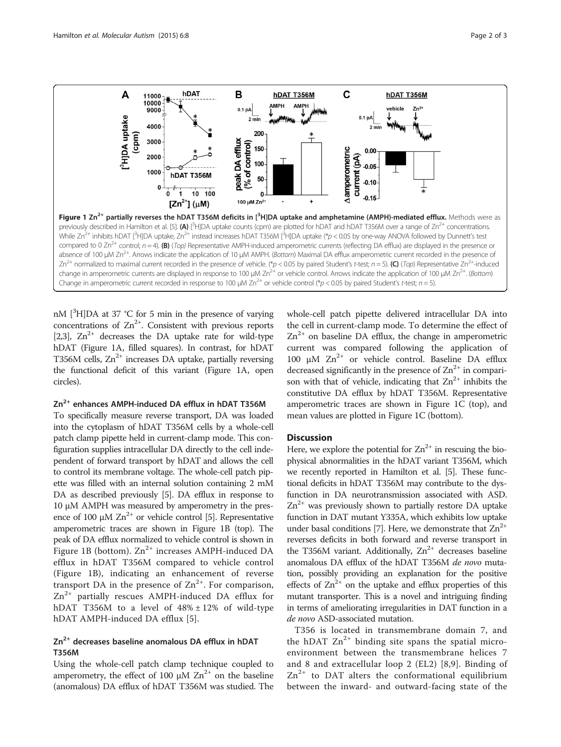**Figure 1 $Zn^{2+}$ partially reverses the hDAT T356M deficits in [$^3$H]DA uptake and amphetamine (AMPH)-mediated efflux.** Methods were as previously described in Hamilton et al. [5]. **(A)** [$^3$H]DA uptake counts (cpm) are plotted for hDAT and hDAT T356M over a range of $Zn^{2+}$ concentrations. While $Zn^{2+}$ inhibits hDAT [$^3$H]DA uptake, $Zn^{2+}$ instead increases hDAT T356M [$^3$H]DA uptake (*$p < 0.05$ by one-way ANOVA followed by Dunnett's test compared to 0 $Zn^{2+}$ control; $n = 4$). **(B)** (*Top*) Representative AMPH-induced amperometric currents (reflecting DA efflux) are displayed in the presence or absence of 100 μM $Zn^{2+}$. Arrows indicate the application of 10 μM AMPH. (*Bottom*) Maximal DA efflux amperometric current recorded in the presence of $Zn^{2+}$ normalized to maximal current recorded in the presence of vehicle. (*$p < 0.05$ by paired Student's *t*-test; $n = 5$). **(C)** (*Top*) Representative $Zn^{2+}$-induced change in amperometric currents are displayed in response to 100 μM $Zn^{2+}$ or vehicle control. Arrows indicate the application of 100 μM $Zn^{2+}$. (*Bottom*) Change in amperometric current recorded in response to 100 μM $Zn^{2+}$ or vehicle control (*$p < 0.05$ by paired Student's *t*-test; $n = 5$).

nM [$^3$H]DA at 37 °C for 5 min in the presence of varying concentrations of $Zn^{2+}$. Consistent with previous reports [2,3], $Zn^{2+}$ decreases the DA uptake rate for wild-type hDAT (Figure 1A, filled squares). In contrast, for hDAT T356M cells, $Zn^{2+}$ increases DA uptake, partially reversing the functional deficit of this variant (Figure 1A, open circles).

### $Zn^{2+}$ enhances AMPH-induced DA efflux in hDAT T356M

To specifically measure reverse transport, DA was loaded into the cytoplasm of hDAT T356M cells by a whole-cell patch clamp pipette held in current-clamp mode. This configuration supplies intracellular DA directly to the cell independent of forward transport by hDAT and allows the cell to control its membrane voltage. The whole-cell patch pipette was filled with an internal solution containing 2 mM DA as described previously [5]. DA efflux in response to 10 μM AMPH was measured by amperometry in the presence of 100 μM $Zn^{2+}$ or vehicle control [5]. Representative amperometric traces are shown in Figure 1B (top). The peak of DA efflux normalized to vehicle control is shown in Figure 1B (bottom). $Zn^{2+}$ increases AMPH-induced DA efflux in hDAT T356M compared to vehicle control (Figure 1B), indicating an enhancement of reverse transport DA in the presence of $Zn^{2+}$. For comparison, $Zn^{2+}$ partially rescues AMPH-induced DA efflux for hDAT T356M to a level of 48% ± 12% of wild-type hDAT AMPH-induced DA efflux [5].

### $Zn^{2+}$ decreases baseline anomalous DA efflux in hDAT T356M

Using the whole-cell patch clamp technique coupled to amperometry, the effect of 100 μM $Zn^{2+}$ on the baseline (anomalous) DA efflux of hDAT T356M was studied. The whole-cell patch pipette delivered intracellular DA into the cell in current-clamp mode. To determine the effect of $Zn^{2+}$ on baseline DA efflux, the change in amperometric current was compared following the application of 100 μM $Zn^{2+}$ or vehicle control. Baseline DA efflux decreased significantly in the presence of $Zn^{2+}$ in comparison with that of vehicle, indicating that $Zn^{2+}$ inhibits the constitutive DA efflux by hDAT T356M. Representative amperometric traces are shown in Figure 1C (top), and mean values are plotted in Figure 1C (bottom).

## Discussion

Here, we explore the potential for $Zn^{2+}$ in rescuing the biophysical abnormalities in the hDAT variant T356M, which we recently reported in Hamilton et al. [5]. These functional deficits in hDAT T356M may contribute to the dysfunction in DA neurotransmission associated with ASD. $Zn^{2+}$ was previously shown to partially restore DA uptake function in DAT mutant Y335A, which exhibits low uptake under basal conditions [7]. Here, we demonstrate that $Zn^{2+}$ reverses deficits in both forward and reverse transport in the T356M variant. Additionally, $Zn^{2+}$ decreases baseline anomalous DA efflux of the hDAT T356M *de novo* mutation, possibly providing an explanation for the positive effects of $Zn^{2+}$ on the uptake and efflux properties of this mutant transporter. This is a novel and intriguing finding in terms of ameliorating irregularities in DAT function in a *de novo* ASD-associated mutation.

T356 is located in transmembrane domain 7, and the hDAT $Zn^{2+}$ binding site spans the spatial microenvironment between the transmembrane helices 7 and 8 and extracellular loop 2 (EL2) [8,9]. Binding of $Zn^{2+}$ to DAT alters the conformational equilibrium between the inward- and outward-facing state of the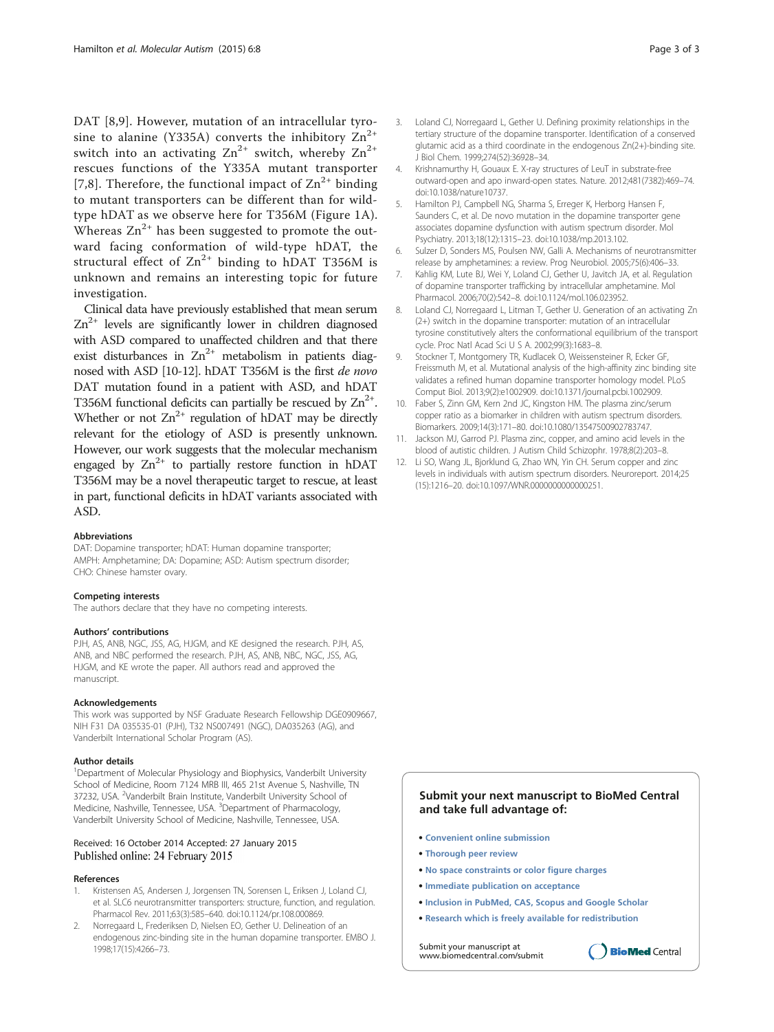DAT [8,9]. However, mutation of an intracellular tyrosine to alanine (Y335A) converts the inhibitory $Zn^{2+}$ switch into an activating $Zn^{2+}$ switch, whereby $Zn^{2+}$ rescues functions of the Y335A mutant transporter [7,8]. Therefore, the functional impact of $Zn^{2+}$ binding to mutant transporters can be different than for wild-type hDAT as we observe here for T356M (Figure 1A). Whereas $Zn^{2+}$ has been suggested to promote the outward facing conformation of wild-type hDAT, the structural effect of $Zn^{2+}$ binding to hDAT T356M is unknown and remains an interesting topic for future investigation.

Clinical data have previously established that mean serum $Zn^{2+}$ levels are significantly lower in children diagnosed with ASD compared to unaffected children and that there exist disturbances in $Zn^{2+}$ metabolism in patients diagnosed with ASD [10-12]. hDAT T356M is the first *de novo* DAT mutation found in a patient with ASD, and hDAT T356M functional deficits can partially be rescued by $Zn^{2+}$. Whether or not $Zn^{2+}$ regulation of hDAT may be directly relevant for the etiology of ASD is presently unknown. However, our work suggests that the molecular mechanism engaged by $Zn^{2+}$ to partially restore function in hDAT T356M may be a novel therapeutic target to rescue, at least in part, functional deficits in hDAT variants associated with ASD.

#### Abbreviations

DAT: Dopamine transporter; hDAT: Human dopamine transporter; AMPH: Amphetamine; DA: Dopamine; ASD: Autism spectrum disorder; CHO: Chinese hamster ovary.

#### Competing interests

The authors declare that they have no competing interests.

#### Authors' contributions

PJH, AS, ANB, NGC, JSS, AG, HJGM, and KE designed the research. PJH, AS, ANB, and NBC performed the research. PJH, AS, ANB, NBC, NGC, JSS, AG, HJGM, and KE wrote the paper. All authors read and approved the manuscript.

#### Acknowledgements

This work was supported by NSF Graduate Research Fellowship DGE0909667, NIH F31 DA 035535-01 (PJH), T32 NS007491 (NGC), DA035263 (AG), and Vanderbilt International Scholar Program (AS).

#### Author details

[1]Department of Molecular Physiology and Biophysics, Vanderbilt University School of Medicine, Room 7124 MRB III, 465 21st Avenue S, Nashville, TN 37232, USA. [2]Vanderbilt Brain Institute, Vanderbilt University School of Medicine, Nashville, Tennessee, USA. [3]Department of Pharmacology, Vanderbilt University School of Medicine, Nashville, Tennessee, USA.

Received: 16 October 2014 Accepted: 27 January 2015
Published online: 24 February 2015

#### References

1. Kristensen AS, Andersen J, Jorgensen TN, Sorensen L, Eriksen J, Loland CJ, et al. SLC6 neurotransmitter transporters: structure, function, and regulation. Pharmacol Rev. 2011;63(3):585–640. doi:10.1124/pr.108.000869.
2. Norregaard L, Frederiksen D, Nielsen EO, Gether U. Delineation of an endogenous zinc-binding site in the human dopamine transporter. EMBO J. 1998;17(15):4266–73.
3. Loland CJ, Norregaard L, Gether U. Defining proximity relationships in the tertiary structure of the dopamine transporter. Identification of a conserved glutamic acid as a third coordinate in the endogenous Zn(2+)-binding site. J Biol Chem. 1999;274(52):36928–34.
4. Krishnamurthy H, Gouaux E. X-ray structures of LeuT in substrate-free outward-open and apo inward-open states. Nature. 2012;481(7382):469–74. doi:10.1038/nature10737.
5. Hamilton PJ, Campbell NG, Sharma S, Erreger K, Herborg Hansen F, Saunders C, et al. De novo mutation in the dopamine transporter gene associates dopamine dysfunction with autism spectrum disorder. Mol Psychiatry. 2013;18(12):1315–23. doi:10.1038/mp.2013.102.
6. Sulzer D, Sonders MS, Poulsen NW, Galli A. Mechanisms of neurotransmitter release by amphetamines: a review. Prog Neurobiol. 2005;75(6):406–33.
7. Kahlig KM, Lute BJ, Wei Y, Loland CJ, Gether U, Javitch JA, et al. Regulation of dopamine transporter trafficking by intracellular amphetamine. Mol Pharmacol. 2006;70(2):542–8. doi:10.1124/mol.106.023952.
8. Loland CJ, Norregaard L, Litman T, Gether U. Generation of an activating Zn (2+) switch in the dopamine transporter: mutation of an intracellular tyrosine constitutively alters the conformational equilibrium of the transport cycle. Proc Natl Acad Sci U S A. 2002;99(3):1683–8.
9. Stockner T, Montgomery TR, Kudlacek O, Weissensteiner R, Ecker GF, Freissmuth M, et al. Mutational analysis of the high-affinity zinc binding site validates a refined human dopamine transporter homology model. PLoS Comput Biol. 2013;9(2):e1002909. doi:10.1371/journal.pcbi.1002909.
10. Faber S, Zinn GM, Kern 2nd JC, Kingston HM. The plasma zinc/serum copper ratio as a biomarker in children with autism spectrum disorders. Biomarkers. 2009;14(3):171–80. doi:10.1080/13547500902783747.
11. Jackson MJ, Garrod PJ. Plasma zinc, copper, and amino acid levels in the blood of autistic children. J Autism Child Schizophr. 1978;8(2):203–8.
12. Li SO, Wang JL, Bjorklund G, Zhao WN, Yin CH. Serum copper and zinc levels in individuals with autism spectrum disorders. Neuroreport. 2014;25 (15):1216–20. doi:10.1097/WNR.0000000000000251.

**Submit your next manuscript to BioMed Central and take full advantage of:**

- **Convenient online submission**
- **Thorough peer review**
- **No space constraints or color figure charges**
- **Immediate publication on acceptance**
- **Inclusion in PubMed, CAS, Scopus and Google Scholar**
- **Research which is freely available for redistribution**

Submit your manuscript at
www.biomedcentral.com/submit

BioMed Central